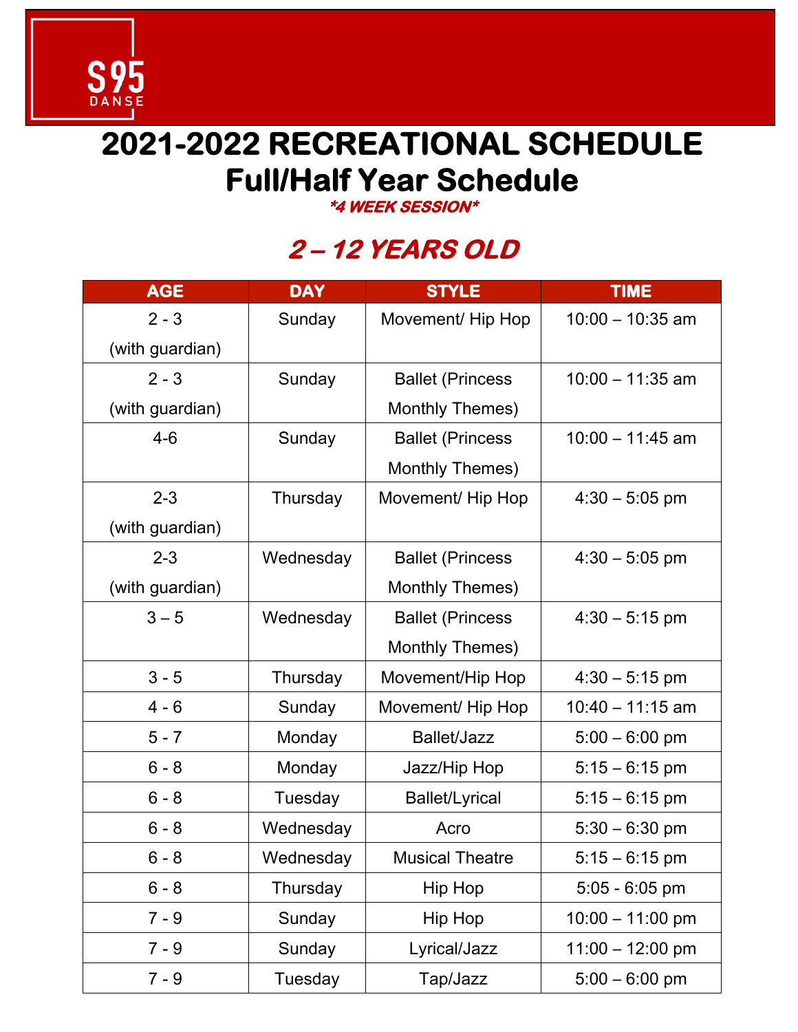S95
DANSE

# 2021-2022 RECREATIONAL SCHEDULE
# Full/Half Year Schedule

***4 WEEK SESSION***

## *2 – 12 YEARS OLD*

| AGE | DAY | STYLE | TIME |
|---|---|---|---|
| 2 - 3 (with guardian) | Sunday | Movement/ Hip Hop | 10:00 – 10:35 am |
| 2 - 3 (with guardian) | Sunday | Ballet (Princess Monthly Themes) | 10:00 – 11:35 am |
| 4-6 | Sunday | Ballet (Princess Monthly Themes) | 10:00 – 11:45 am |
| 2-3 (with guardian) | Thursday | Movement/ Hip Hop | 4:30 – 5:05 pm |
| 2-3 (with guardian) | Wednesday | Ballet (Princess Monthly Themes) | 4:30 – 5:05 pm |
| 3 – 5 | Wednesday | Ballet (Princess Monthly Themes) | 4:30 – 5:15 pm |
| 3 - 5 | Thursday | Movement/Hip Hop | 4:30 – 5:15 pm |
| 4 - 6 | Sunday | Movement/ Hip Hop | 10:40 – 11:15 am |
| 5 - 7 | Monday | Ballet/Jazz | 5:00 – 6:00 pm |
| 6 - 8 | Monday | Jazz/Hip Hop | 5:15 – 6:15 pm |
| 6 - 8 | Tuesday | Ballet/Lyrical | 5:15 – 6:15 pm |
| 6 - 8 | Wednesday | Acro | 5:30 – 6:30 pm |
| 6 - 8 | Wednesday | Musical Theatre | 5:15 – 6:15 pm |
| 6 - 8 | Thursday | Hip Hop | 5:05 - 6:05 pm |
| 7 - 9 | Sunday | Hip Hop | 10:00 – 11:00 pm |
| 7 - 9 | Sunday | Lyrical/Jazz | 11:00 – 12:00 pm |
| 7 - 9 | Tuesday | Tap/Jazz | 5:00 – 6:00 pm |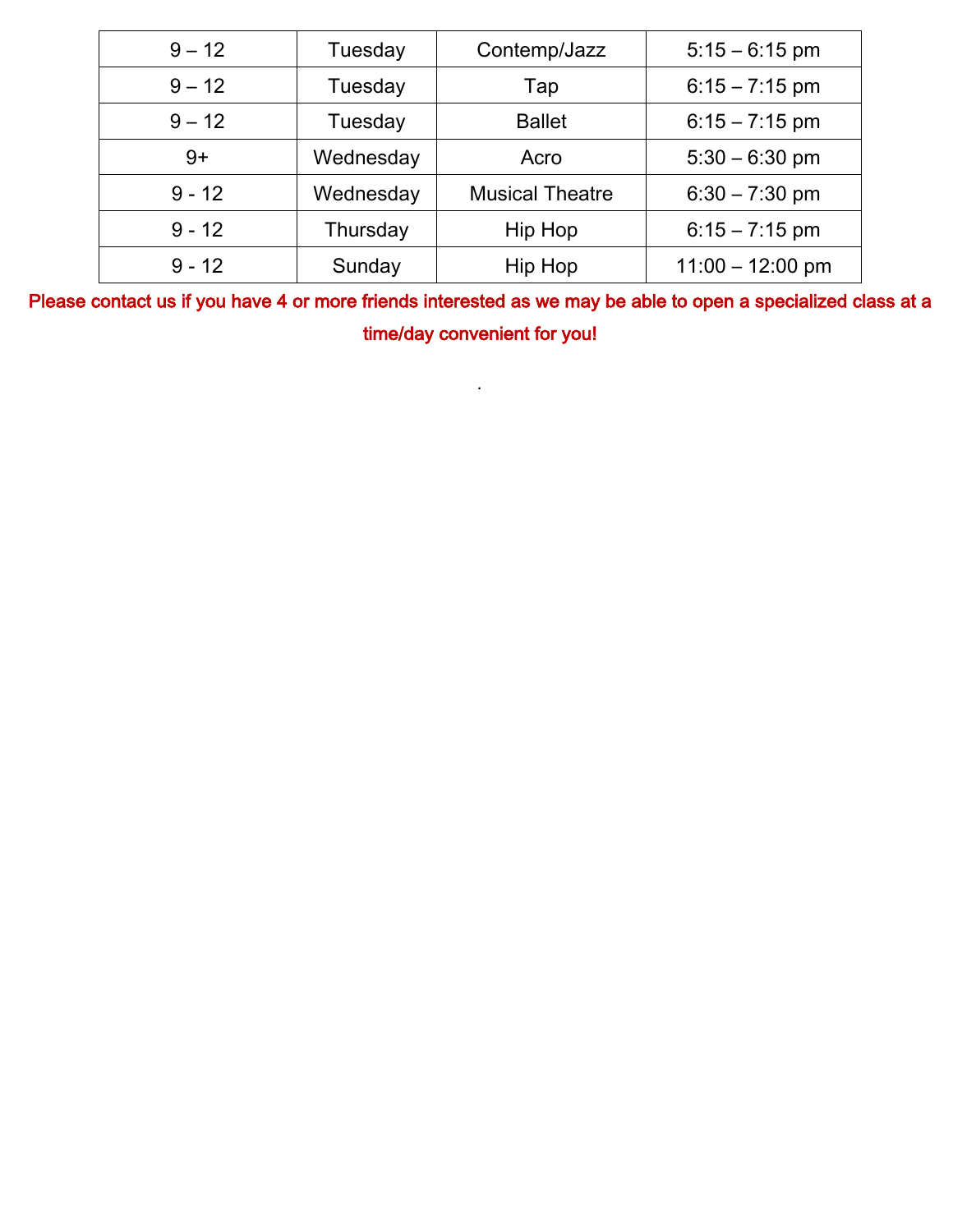| 9 – 12 | Tuesday | Contemp/Jazz | 5:15 – 6:15 pm |
|---|---|---|---|
| 9 – 12 | Tuesday | Tap | 6:15 – 7:15 pm |
| 9 – 12 | Tuesday | Ballet | 6:15 – 7:15 pm |
| 9+ | Wednesday | Acro | 5:30 – 6:30 pm |
| 9 - 12 | Wednesday | Musical Theatre | 6:30 – 7:30 pm |
| 9 - 12 | Thursday | Hip Hop | 6:15 – 7:15 pm |
| 9 - 12 | Sunday | Hip Hop | 11:00 – 12:00 pm |

**Please contact us if you have 4 or more friends interested as we may be able to open a specialized class at a time/day convenient for you!**

.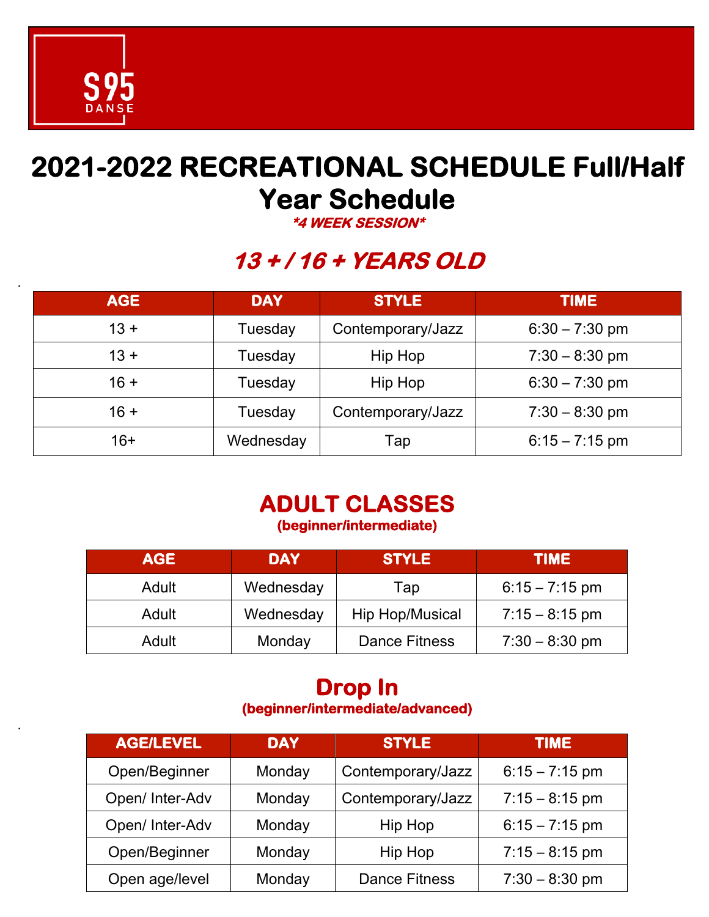S95 DANSE

# 2021-2022 RECREATIONAL SCHEDULE Full/Half Year Schedule

***4 WEEK SESSION***

## *13 + / 16 + YEARS OLD*

| AGE | DAY | STYLE | TIME |
|---|---|---|---|
| 13 + | Tuesday | Contemporary/Jazz | 6:30 – 7:30 pm |
| 13 + | Tuesday | Hip Hop | 7:30 – 8:30 pm |
| 16 + | Tuesday | Hip Hop | 6:30 – 7:30 pm |
| 16 + | Tuesday | Contemporary/Jazz | 7:30 – 8:30 pm |
| 16+ | Wednesday | Tap | 6:15 – 7:15 pm |

## ADULT CLASSES

**(beginner/intermediate)**

| AGE | DAY | STYLE | TIME |
|---|---|---|---|
| Adult | Wednesday | Tap | 6:15 – 7:15 pm |
| Adult | Wednesday | Hip Hop/Musical | 7:15 – 8:15 pm |
| Adult | Monday | Dance Fitness | 7:30 – 8:30 pm |

## Drop In

**(beginner/intermediate/advanced)**

| AGE/LEVEL | DAY | STYLE | TIME |
|---|---|---|---|
| Open/Beginner | Monday | Contemporary/Jazz | 6:15 – 7:15 pm |
| Open/ Inter-Adv | Monday | Contemporary/Jazz | 7:15 – 8:15 pm |
| Open/ Inter-Adv | Monday | Hip Hop | 6:15 – 7:15 pm |
| Open/Beginner | Monday | Hip Hop | 7:15 – 8:15 pm |
| Open age/level | Monday | Dance Fitness | 7:30 – 8:30 pm |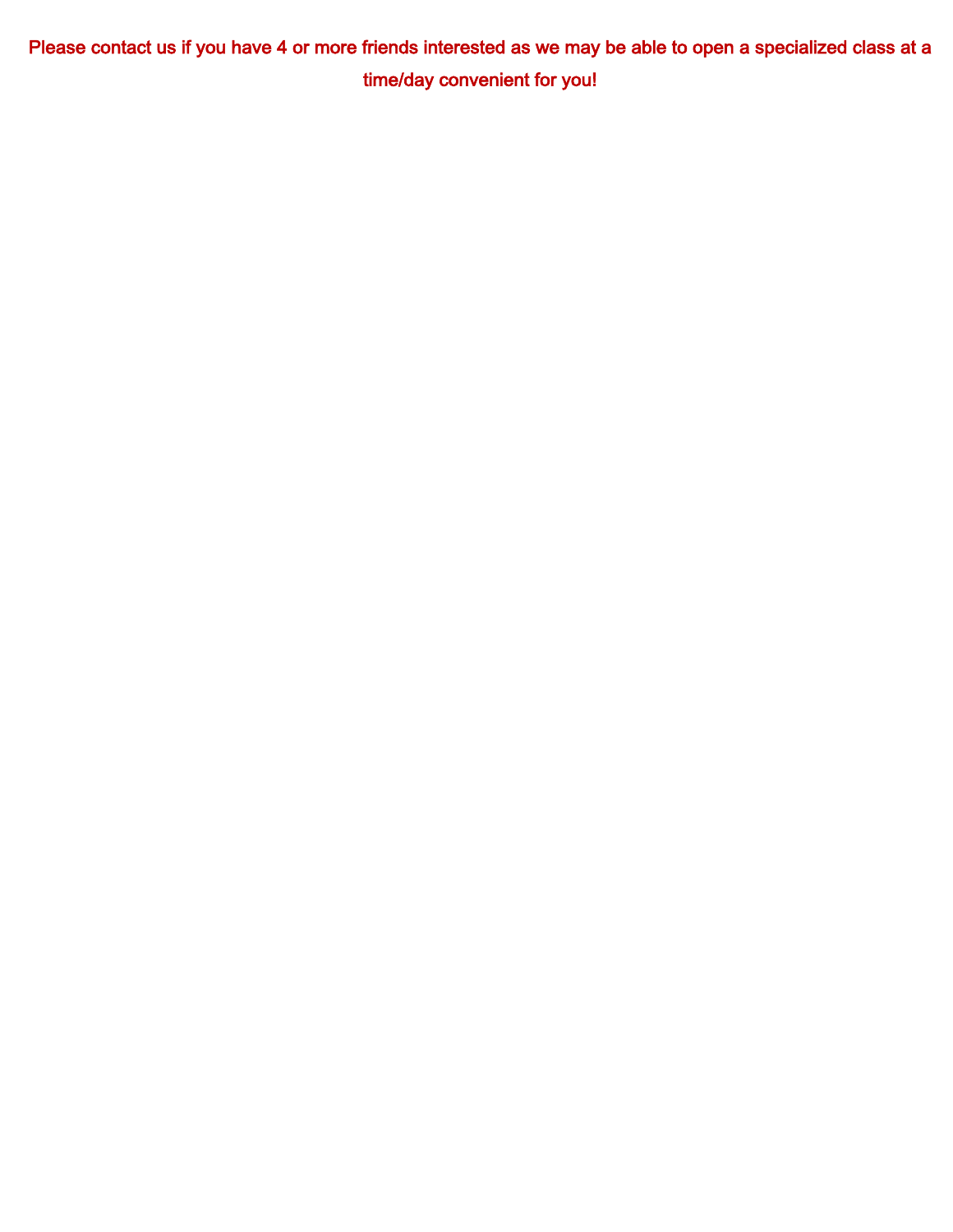**Please contact us if you have 4 or more friends interested as we may be able to open a specialized class at a time/day convenient for you!**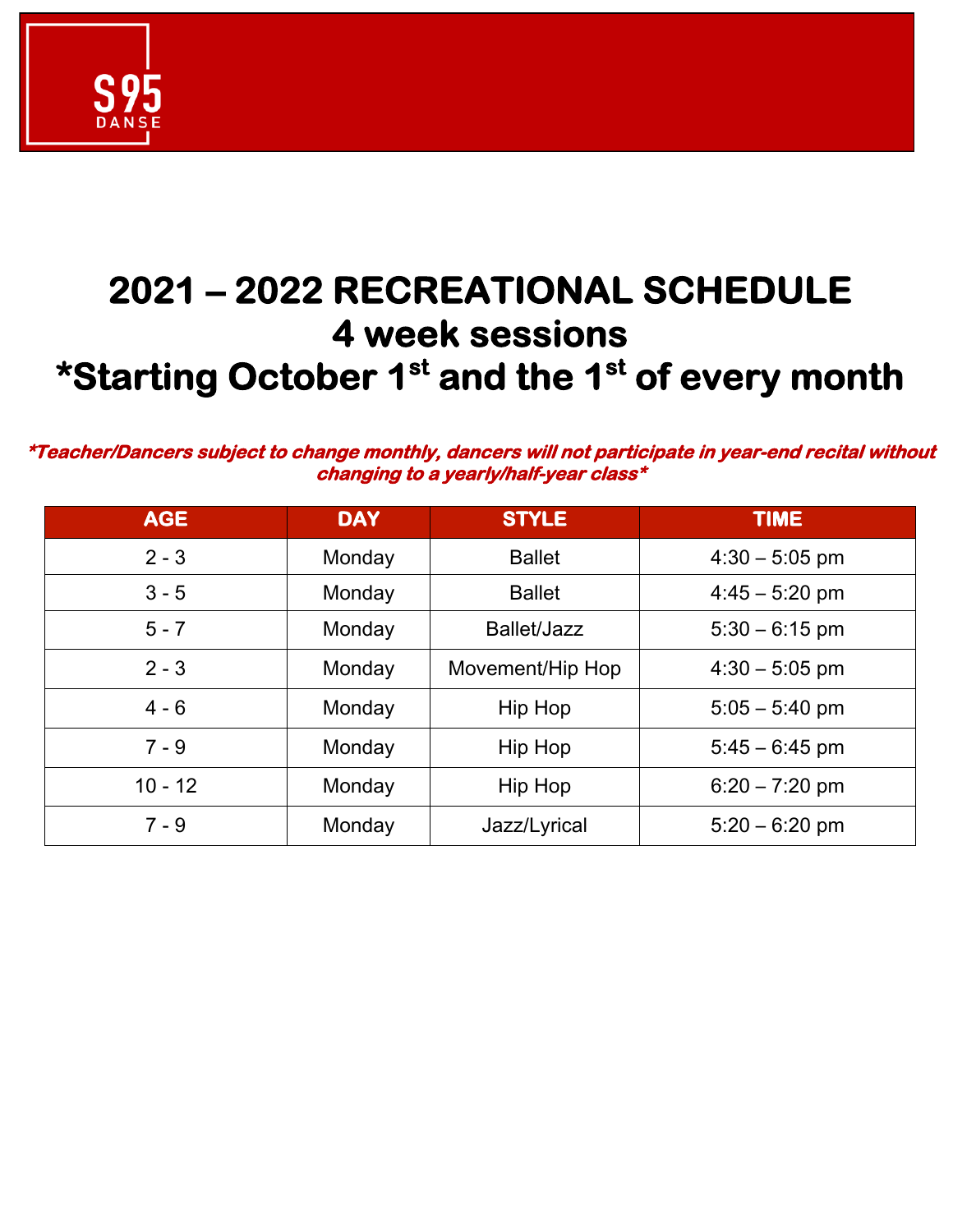S95 DANSE

# 2021 – 2022 RECREATIONAL SCHEDULE
# 4 week sessions
# *Starting October 1st and the 1st of every month

***Teacher/Dancers subject to change monthly, dancers will not participate in year-end recital without changing to a yearly/half-year class***

| AGE | DAY | STYLE | TIME |
|---|---|---|---|
| 2 - 3 | Monday | Ballet | 4:30 – 5:05 pm |
| 3 - 5 | Monday | Ballet | 4:45 – 5:20 pm |
| 5 - 7 | Monday | Ballet/Jazz | 5:30 – 6:15 pm |
| 2 - 3 | Monday | Movement/Hip Hop | 4:30 – 5:05 pm |
| 4 - 6 | Monday | Hip Hop | 5:05 – 5:40 pm |
| 7 - 9 | Monday | Hip Hop | 5:45 – 6:45 pm |
| 10 - 12 | Monday | Hip Hop | 6:20 – 7:20 pm |
| 7 - 9 | Monday | Jazz/Lyrical | 5:20 – 6:20 pm |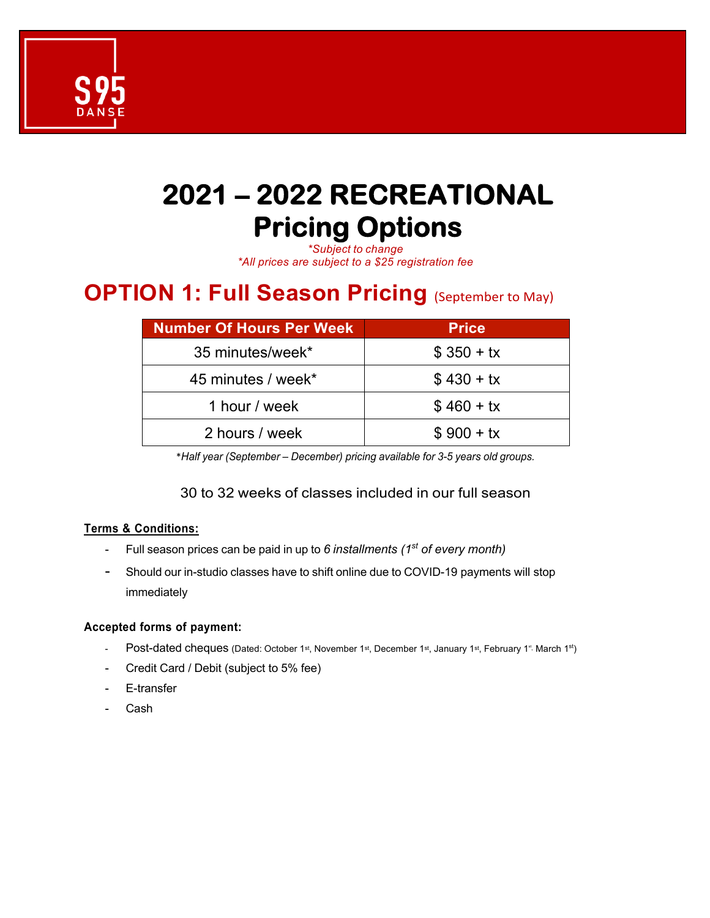S95 DANSE

# 2021 – 2022 RECREATIONAL Pricing Options

*\*Subject to change*
*\*All prices are subject to a $25 registration fee*

## OPTION 1: Full Season Pricing (September to May)

| Number Of Hours Per Week | Price |
|---|---|
| 35 minutes/week* | $ 350 + tx |
| 45 minutes / week* | $ 430 + tx |
| 1 hour / week | $ 460 + tx |
| 2 hours / week | $ 900 + tx |

*\*Half year (September – December) pricing available for 3-5 years old groups.*

30 to 32 weeks of classes included in our full season

**Terms & Conditions:**

- Full season prices can be paid in up to *6 installments (1st of every month)*
- Should our in-studio classes have to shift online due to COVID-19 payments will stop immediately

**Accepted forms of payment:**

- Post-dated cheques (Dated: October 1st, November 1st, December 1st, January 1st, February 1st, March 1st)
- Credit Card / Debit (subject to 5% fee)
- E-transfer
- Cash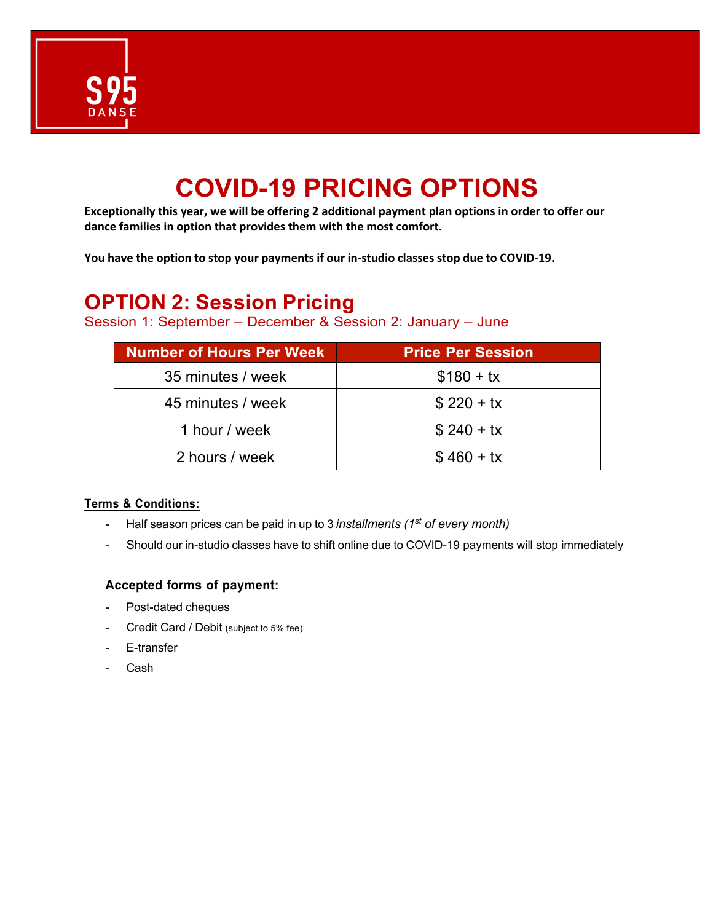S95 DANSE

# COVID-19 PRICING OPTIONS

**Exceptionally this year, we will be offering 2 additional payment plan options in order to offer our dance families in option that provides them with the most comfort.**

**You have the option to stop your payments if our in-studio classes stop due to COVID-19.**

## OPTION 2: Session Pricing

Session 1: September – December & Session 2: January – June

| Number of Hours Per Week | Price Per Session |
|---|---|
| 35 minutes / week | $180 + tx |
| 45 minutes / week | $ 220 + tx |
| 1 hour / week | $ 240 + tx |
| 2 hours / week | $ 460 + tx |

**Terms & Conditions:**

- Half season prices can be paid in up to 3 *installments (1st of every month)*
- Should our in-studio classes have to shift online due to COVID-19 payments will stop immediately

### Accepted forms of payment:

- Post-dated cheques
- Credit Card / Debit (subject to 5% fee)
- E-transfer
- Cash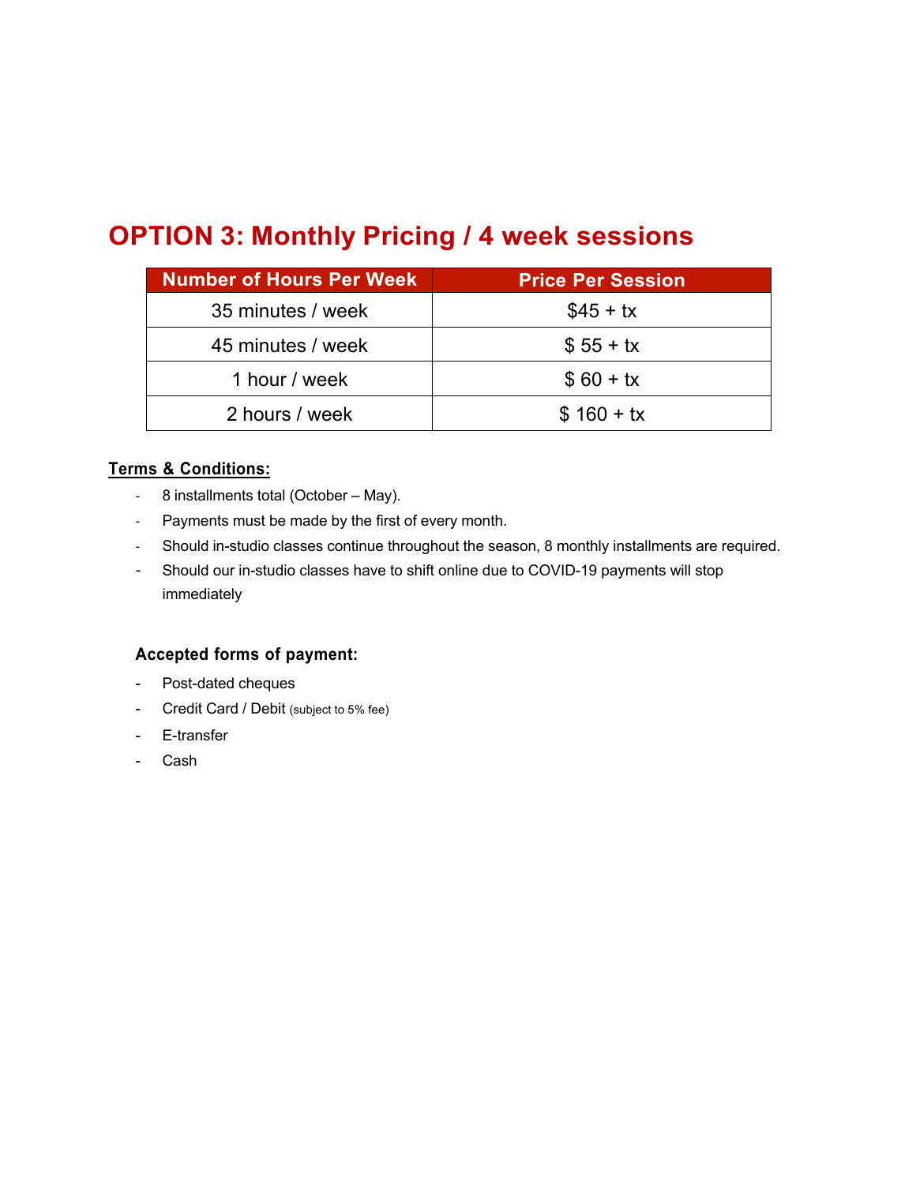# OPTION 3: Monthly Pricing / 4 week sessions

| Number of Hours Per Week | Price Per Session |
|---|---|
| 35 minutes / week | $45 + tx |
| 45 minutes / week | $ 55 + tx |
| 1 hour / week | $ 60 + tx |
| 2 hours / week | $ 160 + tx |

**Terms & Conditions:**

- 8 installments total (October – May).
- Payments must be made by the first of every month.
- Should in-studio classes continue throughout the season, 8 monthly installments are required.
- Should our in-studio classes have to shift online due to COVID-19 payments will stop immediately

**Accepted forms of payment:**

- Post-dated cheques
- Credit Card / Debit (subject to 5% fee)
- E-transfer
- Cash